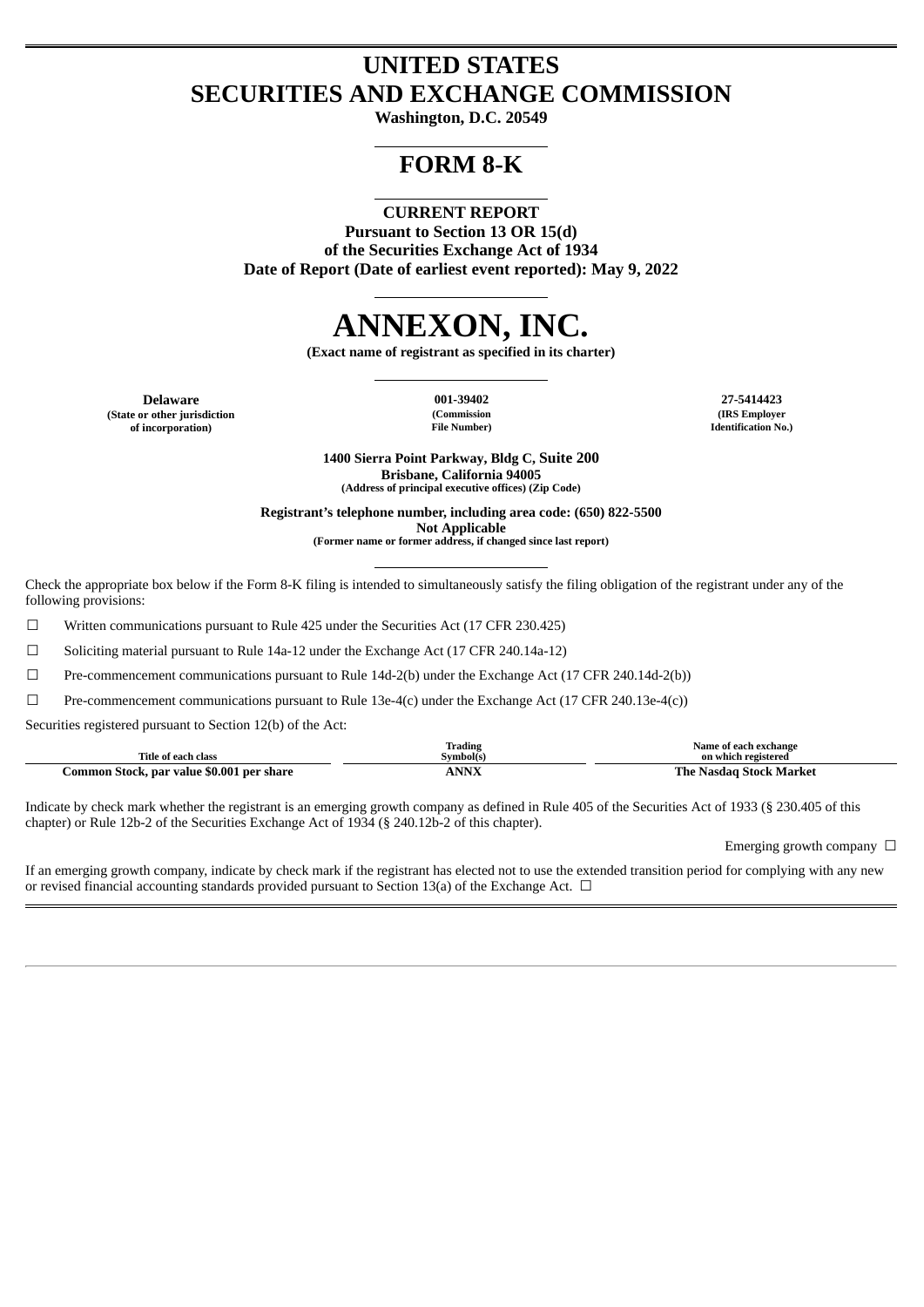# UNITED STATES
# SECURITIES AND EXCHANGE COMMISSION

**Washington, D.C. 20549**

## FORM 8-K

**CURRENT REPORT**
**Pursuant to Section 13 OR 15(d)**
**of the Securities Exchange Act of 1934**
**Date of Report (Date of earliest event reported): May 9, 2022**

# ANNEXON, INC.

**(Exact name of registrant as specified in its charter)**

| Delaware | 001-39402 | 27-5414423 |
|---|---|---|
| (State or other jurisdiction of incorporation) | (Commission File Number) | (IRS Employer Identification No.) |

**1400 Sierra Point Parkway, Bldg C, Suite 200**
**Brisbane, California 94005**
**(Address of principal executive offices) (Zip Code)**

**Registrant's telephone number, including area code: (650) 822-5500**

**Not Applicable**
**(Former name or former address, if changed since last report)**

Check the appropriate box below if the Form 8-K filing is intended to simultaneously satisfy the filing obligation of the registrant under any of the following provisions:

☐ Written communications pursuant to Rule 425 under the Securities Act (17 CFR 230.425)

☐ Soliciting material pursuant to Rule 14a-12 under the Exchange Act (17 CFR 240.14a-12)

☐ Pre-commencement communications pursuant to Rule 14d-2(b) under the Exchange Act (17 CFR 240.14d-2(b))

☐ Pre-commencement communications pursuant to Rule 13e-4(c) under the Exchange Act (17 CFR 240.13e-4(c))

Securities registered pursuant to Section 12(b) of the Act:

| Title of each class | Trading Symbol(s) | Name of each exchange on which registered |
|---|---|---|
| Common Stock, par value $0.001 per share | ANNX | The Nasdaq Stock Market |

Indicate by check mark whether the registrant is an emerging growth company as defined in Rule 405 of the Securities Act of 1933 (§ 230.405 of this chapter) or Rule 12b-2 of the Securities Exchange Act of 1934 (§ 240.12b-2 of this chapter).

Emerging growth company ☐

If an emerging growth company, indicate by check mark if the registrant has elected not to use the extended transition period for complying with any new or revised financial accounting standards provided pursuant to Section 13(a) of the Exchange Act. ☐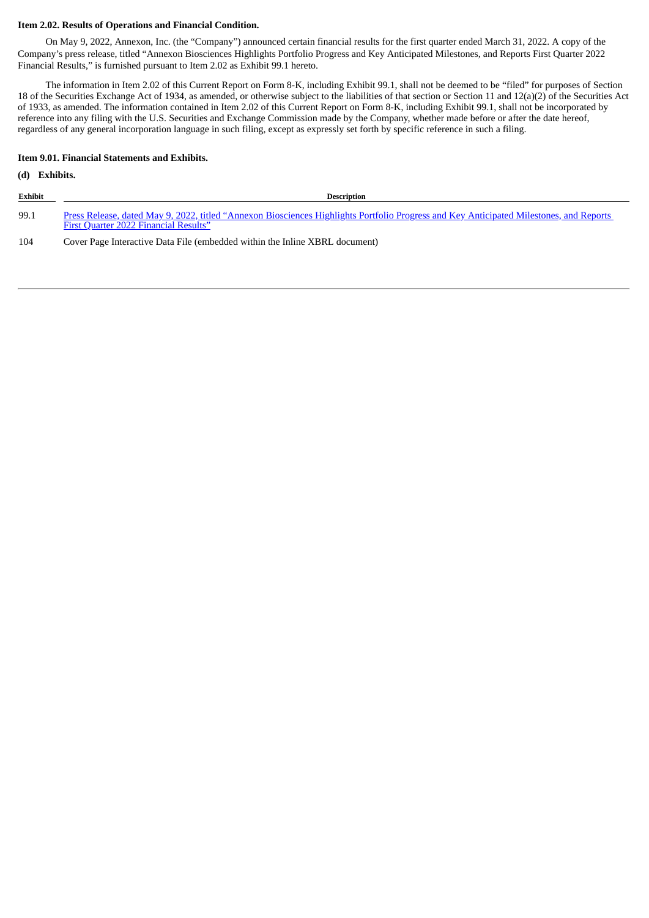**Item 2.02. Results of Operations and Financial Condition.**

On May 9, 2022, Annexon, Inc. (the "Company") announced certain financial results for the first quarter ended March 31, 2022. A copy of the Company's press release, titled "Annexon Biosciences Highlights Portfolio Progress and Key Anticipated Milestones, and Reports First Quarter 2022 Financial Results," is furnished pursuant to Item 2.02 as Exhibit 99.1 hereto.

The information in Item 2.02 of this Current Report on Form 8-K, including Exhibit 99.1, shall not be deemed to be "filed" for purposes of Section 18 of the Securities Exchange Act of 1934, as amended, or otherwise subject to the liabilities of that section or Section 11 and 12(a)(2) of the Securities Act of 1933, as amended. The information contained in Item 2.02 of this Current Report on Form 8-K, including Exhibit 99.1, shall not be incorporated by reference into any filing with the U.S. Securities and Exchange Commission made by the Company, whether made before or after the date hereof, regardless of any general incorporation language in such filing, except as expressly set forth by specific reference in such a filing.

**Item 9.01. Financial Statements and Exhibits.**

**(d) Exhibits.**

| Exhibit | Description |
|---|---|
| 99.1 | Press Release, dated May 9, 2022, titled "Annexon Biosciences Highlights Portfolio Progress and Key Anticipated Milestones, and Reports First Quarter 2022 Financial Results" |
| 104 | Cover Page Interactive Data File (embedded within the Inline XBRL document) |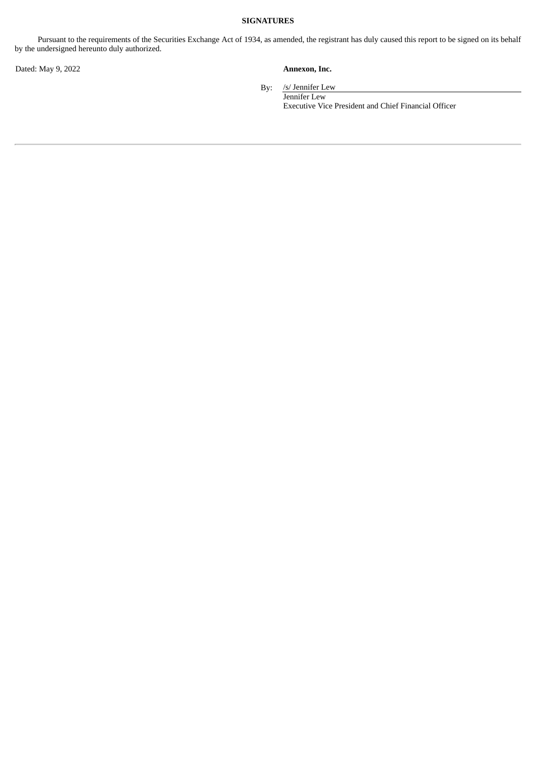**SIGNATURES**

Pursuant to the requirements of the Securities Exchange Act of 1934, as amended, the registrant has duly caused this report to be signed on its behalf by the undersigned hereunto duly authorized.

Dated: May 9, 2022

**Annexon, Inc.**

By: /s/ Jennifer Lew
Jennifer Lew
Executive Vice President and Chief Financial Officer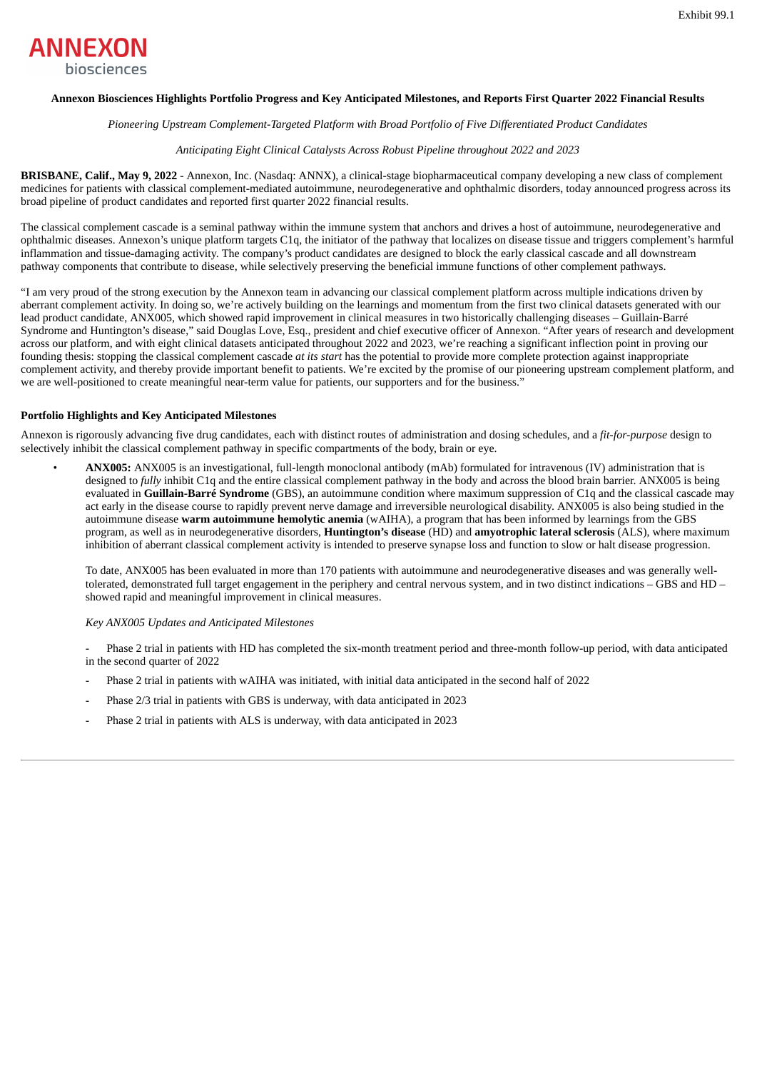Exhibit 99.1

**ANNEXON** biosciences

**Annexon Biosciences Highlights Portfolio Progress and Key Anticipated Milestones, and Reports First Quarter 2022 Financial Results**

*Pioneering Upstream Complement-Targeted Platform with Broad Portfolio of Five Differentiated Product Candidates*

*Anticipating Eight Clinical Catalysts Across Robust Pipeline throughout 2022 and 2023*

**BRISBANE, Calif., May 9, 2022** - Annexon, Inc. (Nasdaq: ANNX), a clinical-stage biopharmaceutical company developing a new class of complement medicines for patients with classical complement-mediated autoimmune, neurodegenerative and ophthalmic disorders, today announced progress across its broad pipeline of product candidates and reported first quarter 2022 financial results.

The classical complement cascade is a seminal pathway within the immune system that anchors and drives a host of autoimmune, neurodegenerative and ophthalmic diseases. Annexon's unique platform targets C1q, the initiator of the pathway that localizes on disease tissue and triggers complement's harmful inflammation and tissue-damaging activity. The company's product candidates are designed to block the early classical cascade and all downstream pathway components that contribute to disease, while selectively preserving the beneficial immune functions of other complement pathways.

"I am very proud of the strong execution by the Annexon team in advancing our classical complement platform across multiple indications driven by aberrant complement activity. In doing so, we're actively building on the learnings and momentum from the first two clinical datasets generated with our lead product candidate, ANX005, which showed rapid improvement in clinical measures in two historically challenging diseases – Guillain-Barré Syndrome and Huntington's disease," said Douglas Love, Esq., president and chief executive officer of Annexon. "After years of research and development across our platform, and with eight clinical datasets anticipated throughout 2022 and 2023, we're reaching a significant inflection point in proving our founding thesis: stopping the classical complement cascade *at its start* has the potential to provide more complete protection against inappropriate complement activity, and thereby provide important benefit to patients. We're excited by the promise of our pioneering upstream complement platform, and we are well-positioned to create meaningful near-term value for patients, our supporters and for the business."

**Portfolio Highlights and Key Anticipated Milestones**

Annexon is rigorously advancing five drug candidates, each with distinct routes of administration and dosing schedules, and a *fit-for-purpose* design to selectively inhibit the classical complement pathway in specific compartments of the body, brain or eye.

- **ANX005:** ANX005 is an investigational, full-length monoclonal antibody (mAb) formulated for intravenous (IV) administration that is designed to *fully* inhibit C1q and the entire classical complement pathway in the body and across the blood brain barrier. ANX005 is being evaluated in **Guillain-Barré Syndrome** (GBS), an autoimmune condition where maximum suppression of C1q and the classical cascade may act early in the disease course to rapidly prevent nerve damage and irreversible neurological disability. ANX005 is also being studied in the autoimmune disease **warm autoimmune hemolytic anemia** (wAIHA), a program that has been informed by learnings from the GBS program, as well as in neurodegenerative disorders, **Huntington's disease** (HD) and **amyotrophic lateral sclerosis** (ALS), where maximum inhibition of aberrant classical complement activity is intended to preserve synapse loss and function to slow or halt disease progression.

  To date, ANX005 has been evaluated in more than 170 patients with autoimmune and neurodegenerative diseases and was generally well-tolerated, demonstrated full target engagement in the periphery and central nervous system, and in two distinct indications – GBS and HD – showed rapid and meaningful improvement in clinical measures.

  *Key ANX005 Updates and Anticipated Milestones*

  - Phase 2 trial in patients with HD has completed the six-month treatment period and three-month follow-up period, with data anticipated in the second quarter of 2022
  - Phase 2 trial in patients with wAIHA was initiated, with initial data anticipated in the second half of 2022
  - Phase 2/3 trial in patients with GBS is underway, with data anticipated in 2023
  - Phase 2 trial in patients with ALS is underway, with data anticipated in 2023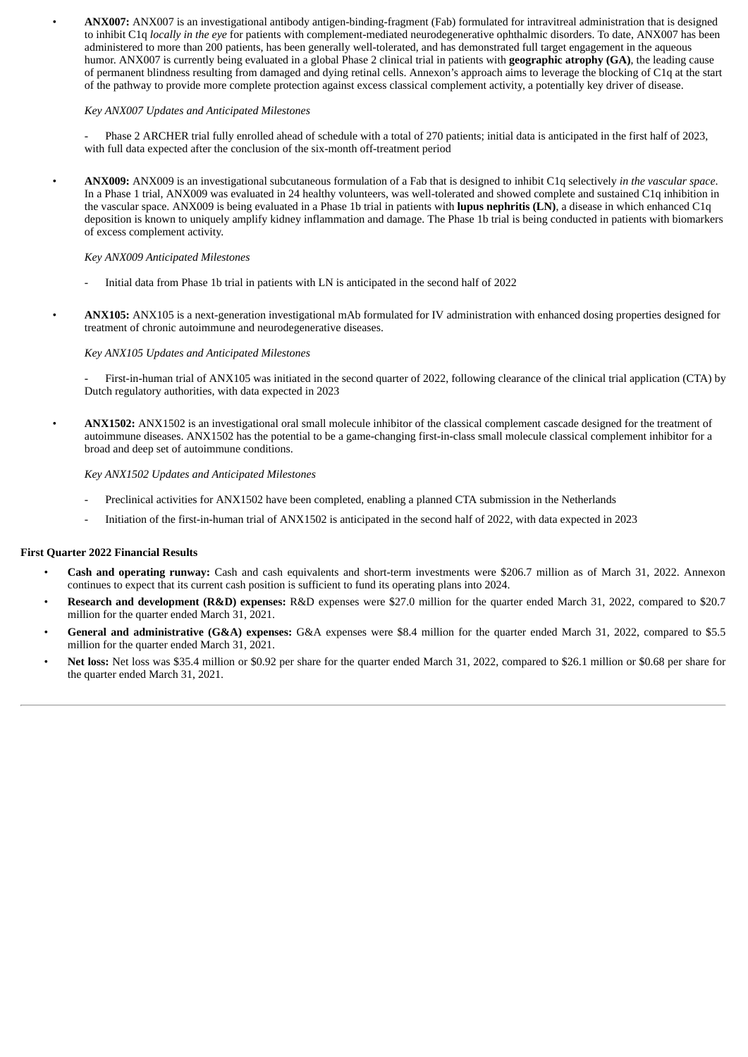- **ANX007:** ANX007 is an investigational antibody antigen-binding-fragment (Fab) formulated for intravitreal administration that is designed to inhibit C1q *locally in the eye* for patients with complement-mediated neurodegenerative ophthalmic disorders. To date, ANX007 has been administered to more than 200 patients, has been generally well-tolerated, and has demonstrated full target engagement in the aqueous humor. ANX007 is currently being evaluated in a global Phase 2 clinical trial in patients with **geographic atrophy (GA)**, the leading cause of permanent blindness resulting from damaged and dying retinal cells. Annexon's approach aims to leverage the blocking of C1q at the start of the pathway to provide more complete protection against excess classical complement activity, a potentially key driver of disease.

  *Key ANX007 Updates and Anticipated Milestones*

  - Phase 2 ARCHER trial fully enrolled ahead of schedule with a total of 270 patients; initial data is anticipated in the first half of 2023, with full data expected after the conclusion of the six-month off-treatment period

- **ANX009:** ANX009 is an investigational subcutaneous formulation of a Fab that is designed to inhibit C1q selectively *in the vascular space*. In a Phase 1 trial, ANX009 was evaluated in 24 healthy volunteers, was well-tolerated and showed complete and sustained C1q inhibition in the vascular space. ANX009 is being evaluated in a Phase 1b trial in patients with **lupus nephritis (LN)**, a disease in which enhanced C1q deposition is known to uniquely amplify kidney inflammation and damage. The Phase 1b trial is being conducted in patients with biomarkers of excess complement activity.

  *Key ANX009 Anticipated Milestones*

  - Initial data from Phase 1b trial in patients with LN is anticipated in the second half of 2022

- **ANX105:** ANX105 is a next-generation investigational mAb formulated for IV administration with enhanced dosing properties designed for treatment of chronic autoimmune and neurodegenerative diseases.

  *Key ANX105 Updates and Anticipated Milestones*

  - First-in-human trial of ANX105 was initiated in the second quarter of 2022, following clearance of the clinical trial application (CTA) by Dutch regulatory authorities, with data expected in 2023

- **ANX1502:** ANX1502 is an investigational oral small molecule inhibitor of the classical complement cascade designed for the treatment of autoimmune diseases. ANX1502 has the potential to be a game-changing first-in-class small molecule classical complement inhibitor for a broad and deep set of autoimmune conditions.

  *Key ANX1502 Updates and Anticipated Milestones*

  - Preclinical activities for ANX1502 have been completed, enabling a planned CTA submission in the Netherlands
  - Initiation of the first-in-human trial of ANX1502 is anticipated in the second half of 2022, with data expected in 2023

**First Quarter 2022 Financial Results**

- **Cash and operating runway:** Cash and cash equivalents and short-term investments were $206.7 million as of March 31, 2022. Annexon continues to expect that its current cash position is sufficient to fund its operating plans into 2024.
- **Research and development (R&D) expenses:** R&D expenses were $27.0 million for the quarter ended March 31, 2022, compared to $20.7 million for the quarter ended March 31, 2021.
- **General and administrative (G&A) expenses:** G&A expenses were $8.4 million for the quarter ended March 31, 2022, compared to $5.5 million for the quarter ended March 31, 2021.
- **Net loss:** Net loss was $35.4 million or $0.92 per share for the quarter ended March 31, 2022, compared to $26.1 million or $0.68 per share for the quarter ended March 31, 2021.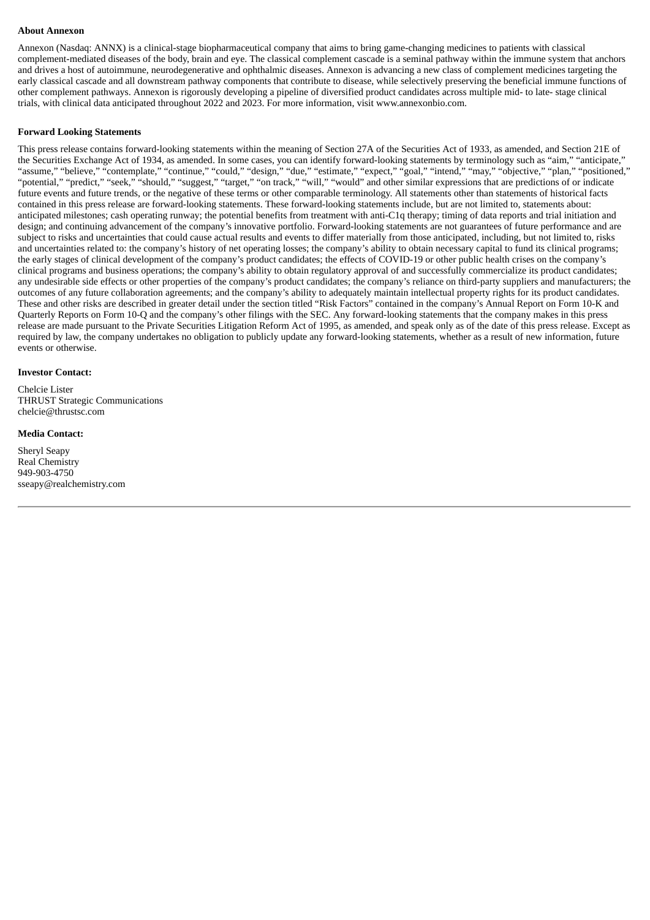**About Annexon**

Annexon (Nasdaq: ANNX) is a clinical-stage biopharmaceutical company that aims to bring game-changing medicines to patients with classical complement-mediated diseases of the body, brain and eye. The classical complement cascade is a seminal pathway within the immune system that anchors and drives a host of autoimmune, neurodegenerative and ophthalmic diseases. Annexon is advancing a new class of complement medicines targeting the early classical cascade and all downstream pathway components that contribute to disease, while selectively preserving the beneficial immune functions of other complement pathways. Annexon is rigorously developing a pipeline of diversified product candidates across multiple mid- to late- stage clinical trials, with clinical data anticipated throughout 2022 and 2023. For more information, visit www.annexonbio.com.

**Forward Looking Statements**

This press release contains forward-looking statements within the meaning of Section 27A of the Securities Act of 1933, as amended, and Section 21E of the Securities Exchange Act of 1934, as amended. In some cases, you can identify forward-looking statements by terminology such as "aim," "anticipate," "assume," "believe," "contemplate," "continue," "could," "design," "due," "estimate," "expect," "goal," "intend," "may," "objective," "plan," "positioned," "potential," "predict," "seek," "should," "suggest," "target," "on track," "will," "would" and other similar expressions that are predictions of or indicate future events and future trends, or the negative of these terms or other comparable terminology. All statements other than statements of historical facts contained in this press release are forward-looking statements. These forward-looking statements include, but are not limited to, statements about: anticipated milestones; cash operating runway; the potential benefits from treatment with anti-C1q therapy; timing of data reports and trial initiation and design; and continuing advancement of the company's innovative portfolio. Forward-looking statements are not guarantees of future performance and are subject to risks and uncertainties that could cause actual results and events to differ materially from those anticipated, including, but not limited to, risks and uncertainties related to: the company's history of net operating losses; the company's ability to obtain necessary capital to fund its clinical programs; the early stages of clinical development of the company's product candidates; the effects of COVID-19 or other public health crises on the company's clinical programs and business operations; the company's ability to obtain regulatory approval of and successfully commercialize its product candidates; any undesirable side effects or other properties of the company's product candidates; the company's reliance on third-party suppliers and manufacturers; the outcomes of any future collaboration agreements; and the company's ability to adequately maintain intellectual property rights for its product candidates. These and other risks are described in greater detail under the section titled "Risk Factors" contained in the company's Annual Report on Form 10-K and Quarterly Reports on Form 10-Q and the company's other filings with the SEC. Any forward-looking statements that the company makes in this press release are made pursuant to the Private Securities Litigation Reform Act of 1995, as amended, and speak only as of the date of this press release. Except as required by law, the company undertakes no obligation to publicly update any forward-looking statements, whether as a result of new information, future events or otherwise.

**Investor Contact:**

Chelcie Lister
THRUST Strategic Communications
chelcie@thrustsc.com

**Media Contact:**

Sheryl Seapy
Real Chemistry
949-903-4750
sseapy@realchemistry.com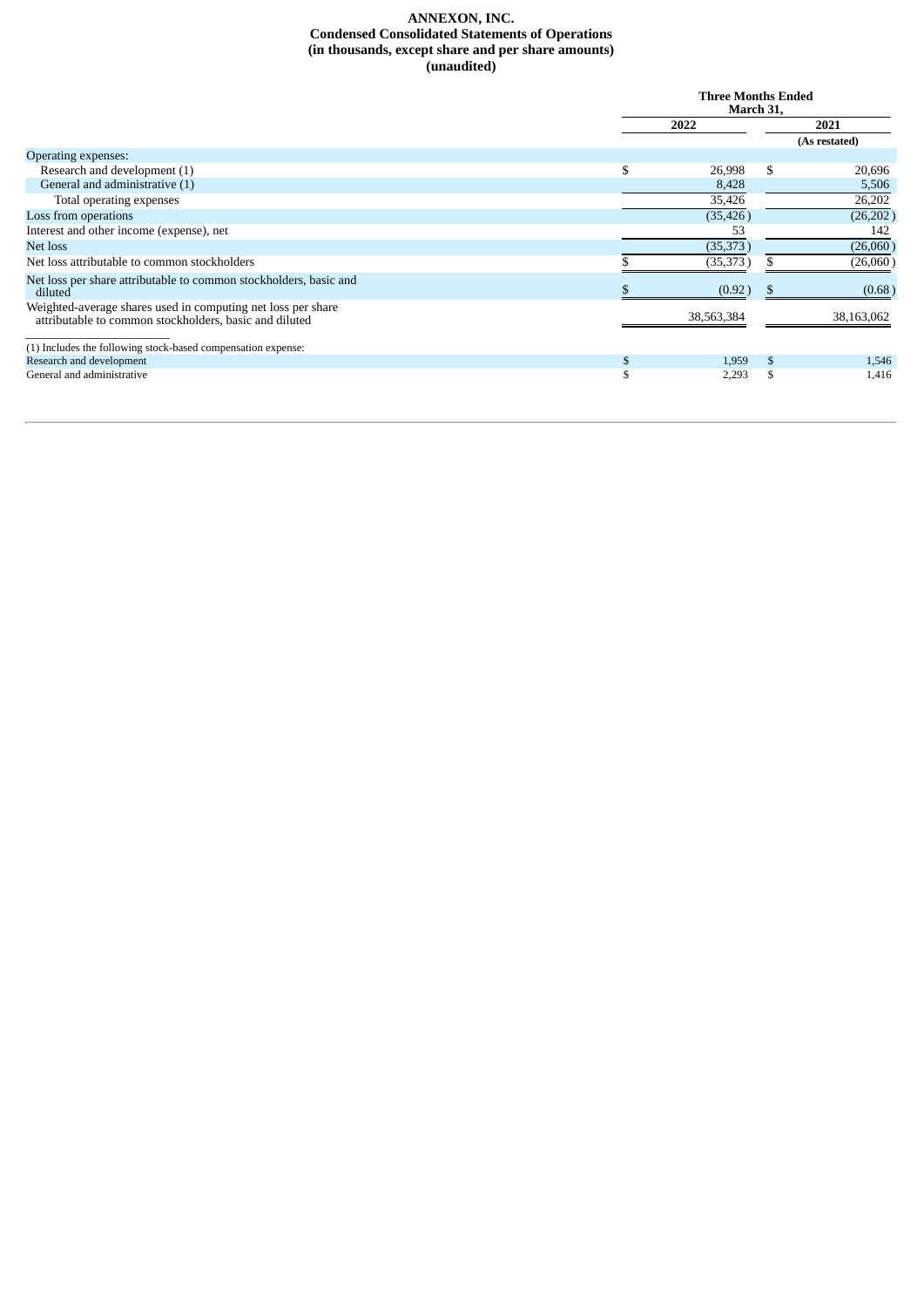**ANNEXON, INC.**
**Condensed Consolidated Statements of Operations**
**(in thousands, except share and per share amounts)**
**(unaudited)**

| | Three Months Ended March 31, | |
|---|---|---|
| | 2022 | 2021 |
| | | (As restated) |
| Operating expenses: | | |
| Research and development (1) | $ 26,998 | $ 20,696 |
| General and administrative (1) | 8,428 | 5,506 |
| Total operating expenses | 35,426 | 26,202 |
| Loss from operations | (35,426) | (26,202) |
| Interest and other income (expense), net | 53 | 142 |
| Net loss | (35,373) | (26,060) |
| Net loss attributable to common stockholders | $ (35,373) | $ (26,060) |
| Net loss per share attributable to common stockholders, basic and diluted | $ (0.92) | $ (0.68) |
| Weighted-average shares used in computing net loss per share attributable to common stockholders, basic and diluted | 38,563,384 | 38,163,062 |

(1) Includes the following stock-based compensation expense:

| | 2022 | 2021 |
|---|---|---|
| Research and development | $ 1,959 | $ 1,546 |
| General and administrative | $ 2,293 | $ 1,416 |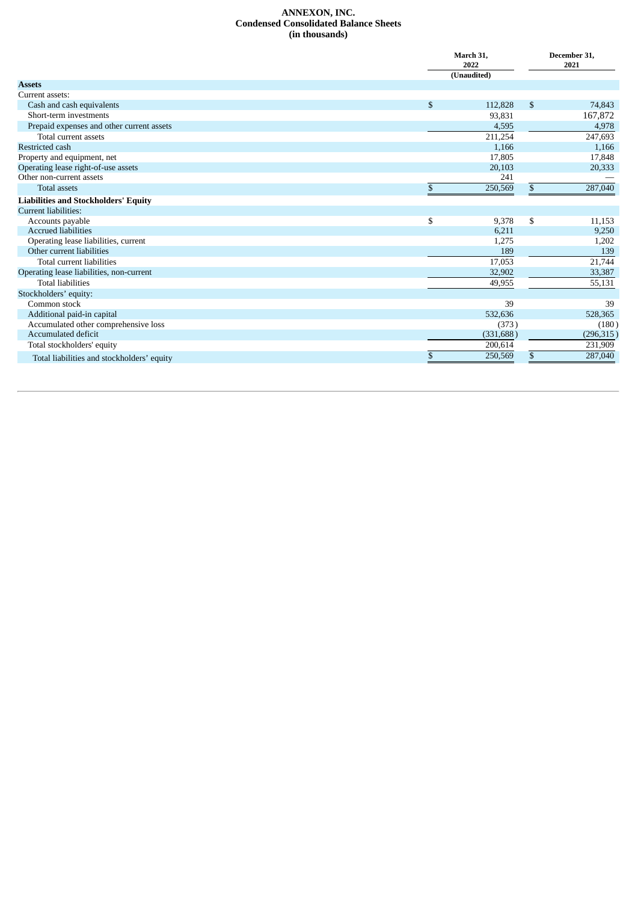**ANNEXON, INC.**
**Condensed Consolidated Balance Sheets**
**(in thousands)**

| | March 31, 2022 (Unaudited) | December 31, 2021 |
|---|---|---|
| **Assets** | | |
| Current assets: | | |
| Cash and cash equivalents | $ 112,828 | $ 74,843 |
| Short-term investments | 93,831 | 167,872 |
| Prepaid expenses and other current assets | 4,595 | 4,978 |
| Total current assets | 211,254 | 247,693 |
| Restricted cash | 1,166 | 1,166 |
| Property and equipment, net | 17,805 | 17,848 |
| Operating lease right-of-use assets | 20,103 | 20,333 |
| Other non-current assets | 241 | — |
| Total assets | $ 250,569 | $ 287,040 |
| **Liabilities and Stockholders' Equity** | | |
| Current liabilities: | | |
| Accounts payable | $ 9,378 | $ 11,153 |
| Accrued liabilities | 6,211 | 9,250 |
| Operating lease liabilities, current | 1,275 | 1,202 |
| Other current liabilities | 189 | 139 |
| Total current liabilities | 17,053 | 21,744 |
| Operating lease liabilities, non-current | 32,902 | 33,387 |
| Total liabilities | 49,955 | 55,131 |
| Stockholders' equity: | | |
| Common stock | 39 | 39 |
| Additional paid-in capital | 532,636 | 528,365 |
| Accumulated other comprehensive loss | (373) | (180) |
| Accumulated deficit | (331,688) | (296,315) |
| Total stockholders' equity | 200,614 | 231,909 |
| Total liabilities and stockholders' equity | $ 250,569 | $ 287,040 |